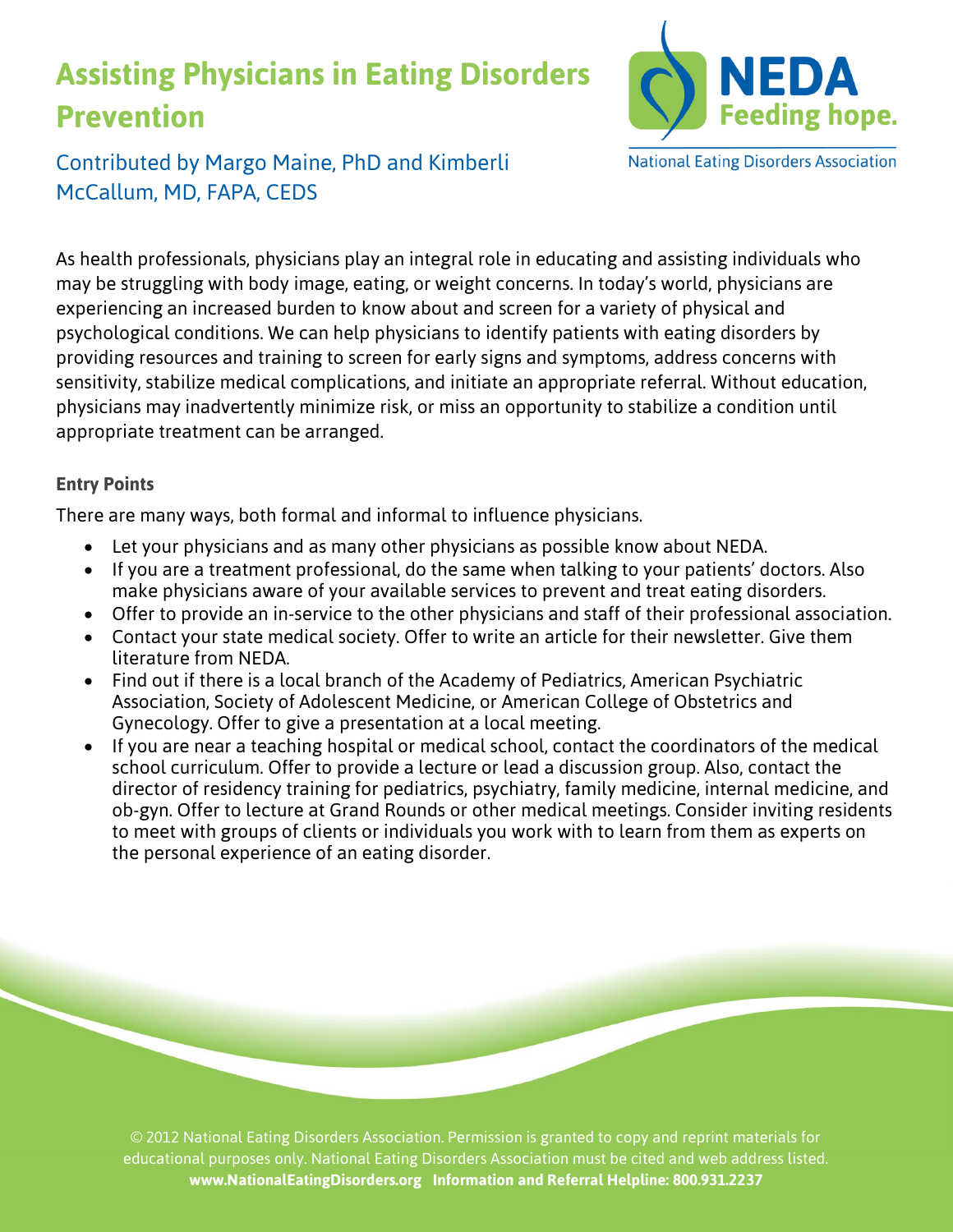# Assisting Physicians in Eating Disorders Prevention

Contributed by Margo Maine, PhD and Kimberli McCallum, MD, FAPA, CEDS

As health professionals, physicians play an integral role in educating and assisting individuals who may be struggling with body image, eating, or weight concerns. In today's world, physicians are experiencing an increased burden to know about and screen for a variety of physical and psychological conditions. We can help physicians to identify patients with eating disorders by providing resources and training to screen for early signs and symptoms, address concerns with sensitivity, stabilize medical complications, and initiate an appropriate referral. Without education, physicians may inadvertently minimize risk, or miss an opportunity to stabilize a condition until appropriate treatment can be arranged.

### Entry Points

There are many ways, both formal and informal to influence physicians.

- Let your physicians and as many other physicians as possible know about NEDA.
- If you are a treatment professional, do the same when talking to your patients' doctors. Also make physicians aware of your available services to prevent and treat eating disorders.
- Offer to provide an in-service to the other physicians and staff of their professional association.
- Contact your state medical society. Offer to write an article for their newsletter. Give them literature from NEDA.
- Find out if there is a local branch of the Academy of Pediatrics, American Psychiatric Association, Society of Adolescent Medicine, or American College of Obstetrics and Gynecology. Offer to give a presentation at a local meeting.
- If you are near a teaching hospital or medical school, contact the coordinators of the medical school curriculum. Offer to provide a lecture or lead a discussion group. Also, contact the director of residency training for pediatrics, psychiatry, family medicine, internal medicine, and ob-gyn. Offer to lecture at Grand Rounds or other medical meetings. Consider inviting residents to meet with groups of clients or individuals you work with to learn from them as experts on the personal experience of an eating disorder.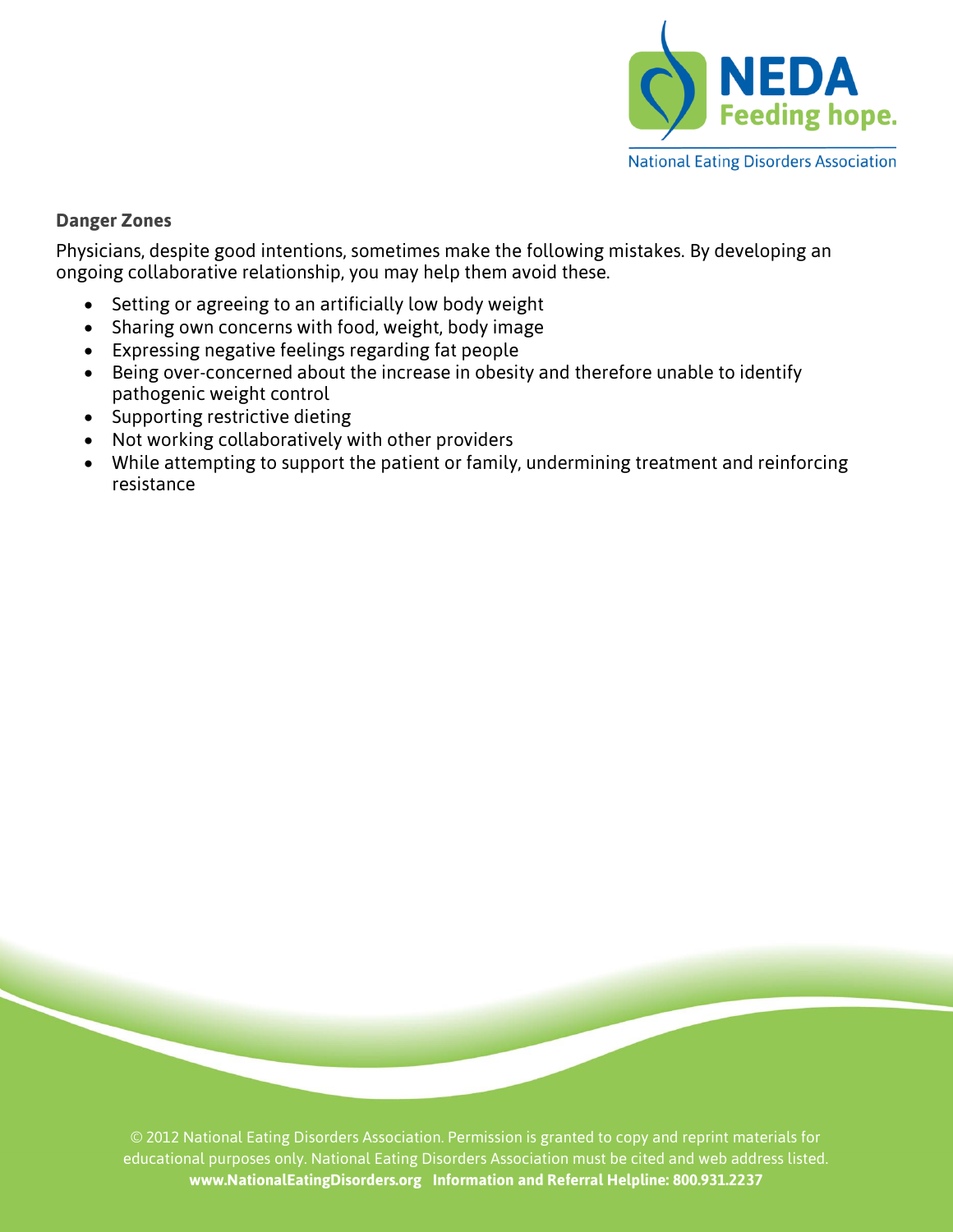**Danger Zones**

Physicians, despite good intentions, sometimes make the following mistakes. By developing an ongoing collaborative relationship, you may help them avoid these.

- Setting or agreeing to an artificially low body weight
- Sharing own concerns with food, weight, body image
- Expressing negative feelings regarding fat people
- Being over-concerned about the increase in obesity and therefore unable to identify pathogenic weight control
- Supporting restrictive dieting
- Not working collaboratively with other providers
- While attempting to support the patient or family, undermining treatment and reinforcing resistance